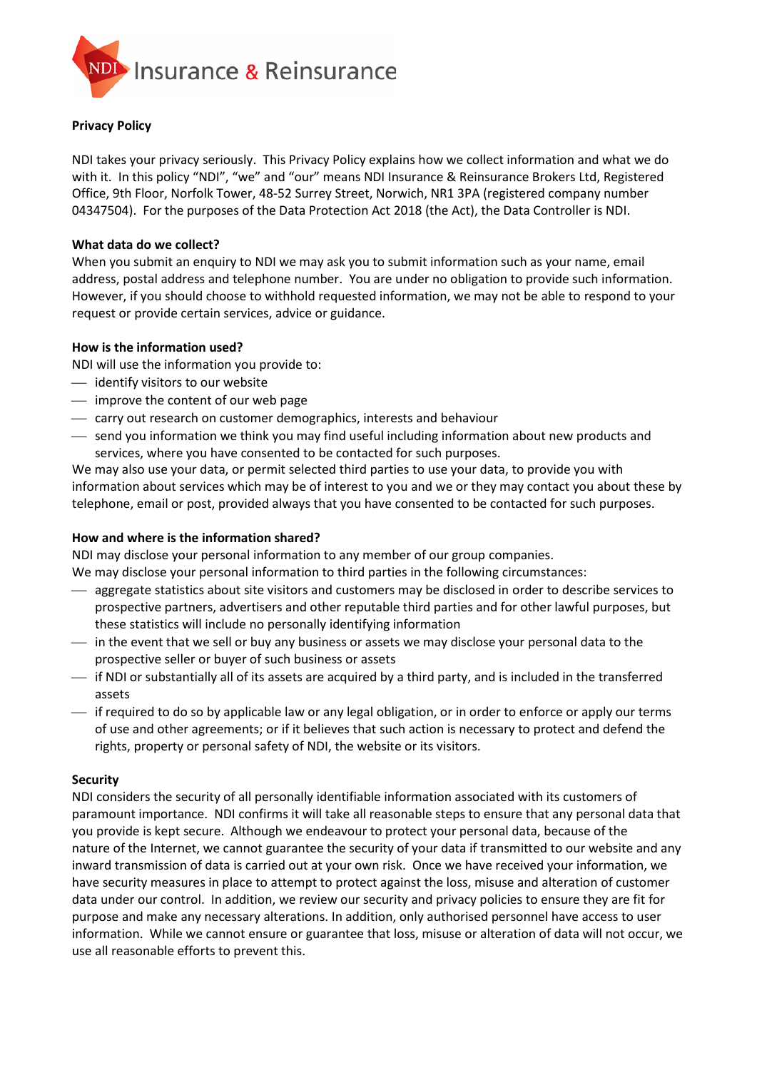NDI Insurance & Reinsurance

**Privacy Policy**

NDI takes your privacy seriously. This Privacy Policy explains how we collect information and what we do with it. In this policy "NDI", "we" and "our" means NDI Insurance & Reinsurance Brokers Ltd, Registered Office, 9th Floor, Norfolk Tower, 48-52 Surrey Street, Norwich, NR1 3PA (registered company number 04347504). For the purposes of the Data Protection Act 2018 (the Act), the Data Controller is NDI.

**What data do we collect?**

When you submit an enquiry to NDI we may ask you to submit information such as your name, email address, postal address and telephone number. You are under no obligation to provide such information. However, if you should choose to withhold requested information, we may not be able to respond to your request or provide certain services, advice or guidance.

**How is the information used?**

NDI will use the information you provide to:

- identify visitors to our website
- improve the content of our web page
- carry out research on customer demographics, interests and behaviour
- send you information we think you may find useful including information about new products and services, where you have consented to be contacted for such purposes.

We may also use your data, or permit selected third parties to use your data, to provide you with information about services which may be of interest to you and we or they may contact you about these by telephone, email or post, provided always that you have consented to be contacted for such purposes.

**How and where is the information shared?**

NDI may disclose your personal information to any member of our group companies.

We may disclose your personal information to third parties in the following circumstances:

- aggregate statistics about site visitors and customers may be disclosed in order to describe services to prospective partners, advertisers and other reputable third parties and for other lawful purposes, but these statistics will include no personally identifying information
- in the event that we sell or buy any business or assets we may disclose your personal data to the prospective seller or buyer of such business or assets
- if NDI or substantially all of its assets are acquired by a third party, and is included in the transferred assets
- if required to do so by applicable law or any legal obligation, or in order to enforce or apply our terms of use and other agreements; or if it believes that such action is necessary to protect and defend the rights, property or personal safety of NDI, the website or its visitors.

**Security**

NDI considers the security of all personally identifiable information associated with its customers of paramount importance. NDI confirms it will take all reasonable steps to ensure that any personal data that you provide is kept secure. Although we endeavour to protect your personal data, because of the nature of the Internet, we cannot guarantee the security of your data if transmitted to our website and any inward transmission of data is carried out at your own risk. Once we have received your information, we have security measures in place to attempt to protect against the loss, misuse and alteration of customer data under our control. In addition, we review our security and privacy policies to ensure they are fit for purpose and make any necessary alterations. In addition, only authorised personnel have access to user information. While we cannot ensure or guarantee that loss, misuse or alteration of data will not occur, we use all reasonable efforts to prevent this.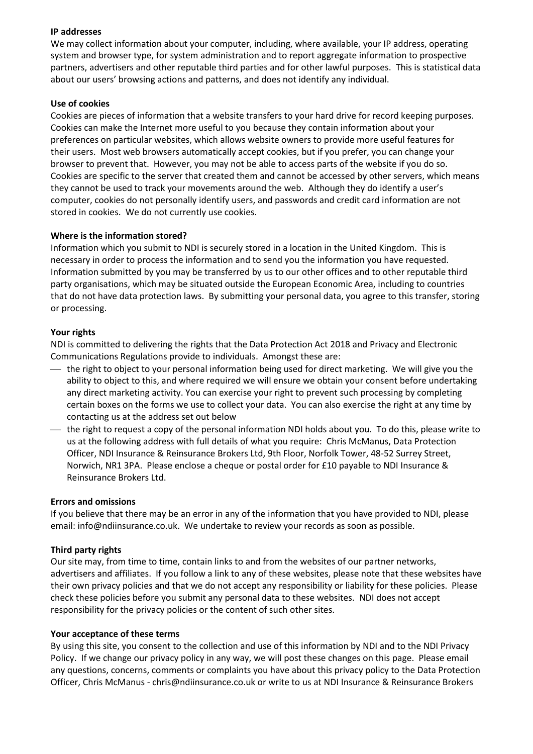**IP addresses**

We may collect information about your computer, including, where available, your IP address, operating system and browser type, for system administration and to report aggregate information to prospective partners, advertisers and other reputable third parties and for other lawful purposes. This is statistical data about our users' browsing actions and patterns, and does not identify any individual.

**Use of cookies**

Cookies are pieces of information that a website transfers to your hard drive for record keeping purposes. Cookies can make the Internet more useful to you because they contain information about your preferences on particular websites, which allows website owners to provide more useful features for their users. Most web browsers automatically accept cookies, but if you prefer, you can change your browser to prevent that. However, you may not be able to access parts of the website if you do so. Cookies are specific to the server that created them and cannot be accessed by other servers, which means they cannot be used to track your movements around the web. Although they do identify a user's computer, cookies do not personally identify users, and passwords and credit card information are not stored in cookies. We do not currently use cookies.

**Where is the information stored?**

Information which you submit to NDI is securely stored in a location in the United Kingdom. This is necessary in order to process the information and to send you the information you have requested. Information submitted by you may be transferred by us to our other offices and to other reputable third party organisations, which may be situated outside the European Economic Area, including to countries that do not have data protection laws. By submitting your personal data, you agree to this transfer, storing or processing.

**Your rights**

NDI is committed to delivering the rights that the Data Protection Act 2018 and Privacy and Electronic Communications Regulations provide to individuals. Amongst these are:

- the right to object to your personal information being used for direct marketing. We will give you the ability to object to this, and where required we will ensure we obtain your consent before undertaking any direct marketing activity. You can exercise your right to prevent such processing by completing certain boxes on the forms we use to collect your data. You can also exercise the right at any time by contacting us at the address set out below
- the right to request a copy of the personal information NDI holds about you. To do this, please write to us at the following address with full details of what you require: Chris McManus, Data Protection Officer, NDI Insurance & Reinsurance Brokers Ltd, 9th Floor, Norfolk Tower, 48-52 Surrey Street, Norwich, NR1 3PA. Please enclose a cheque or postal order for £10 payable to NDI Insurance & Reinsurance Brokers Ltd.

**Errors and omissions**

If you believe that there may be an error in any of the information that you have provided to NDI, please email: info@ndiinsurance.co.uk. We undertake to review your records as soon as possible.

**Third party rights**

Our site may, from time to time, contain links to and from the websites of our partner networks, advertisers and affiliates. If you follow a link to any of these websites, please note that these websites have their own privacy policies and that we do not accept any responsibility or liability for these policies. Please check these policies before you submit any personal data to these websites. NDI does not accept responsibility for the privacy policies or the content of such other sites.

**Your acceptance of these terms**

By using this site, you consent to the collection and use of this information by NDI and to the NDI Privacy Policy. If we change our privacy policy in any way, we will post these changes on this page. Please email any questions, concerns, comments or complaints you have about this privacy policy to the Data Protection Officer, Chris McManus - chris@ndiinsurance.co.uk or write to us at NDI Insurance & Reinsurance Brokers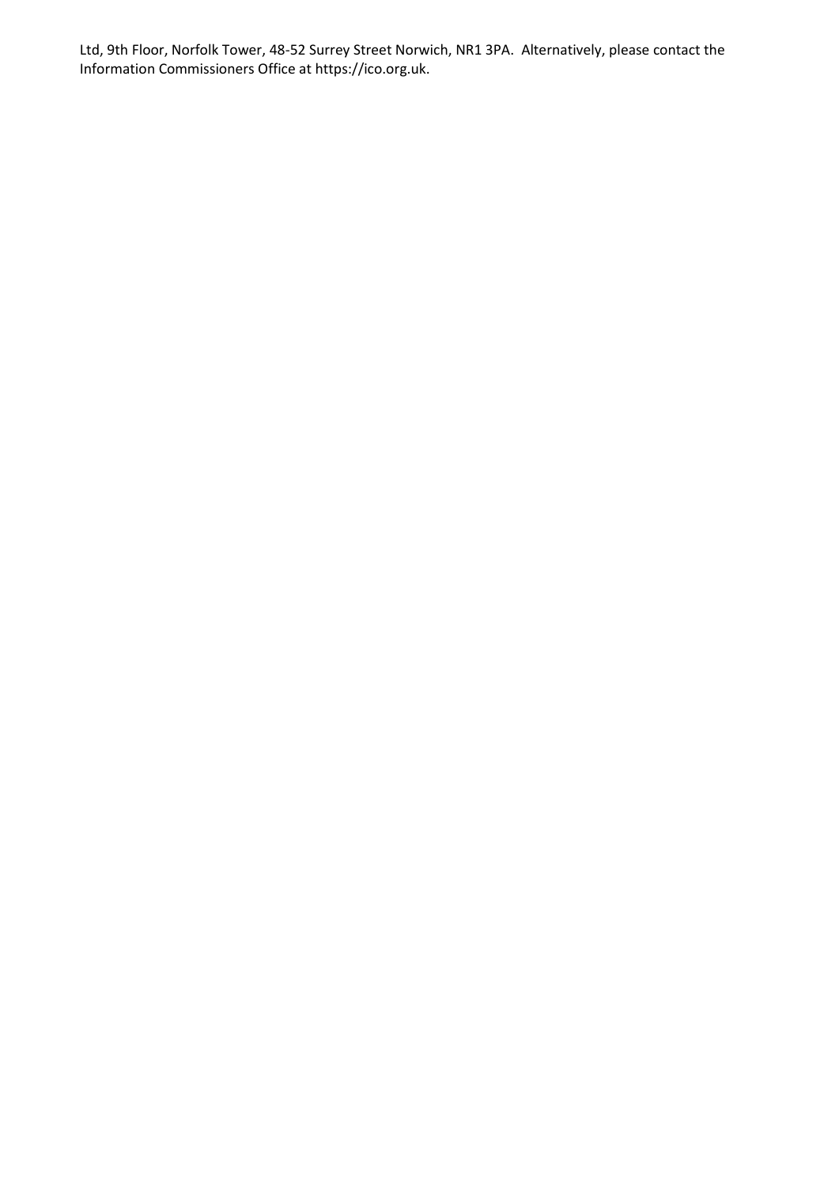Ltd, 9th Floor, Norfolk Tower, 48-52 Surrey Street Norwich, NR1 3PA. Alternatively, please contact the Information Commissioners Office at https://ico.org.uk.